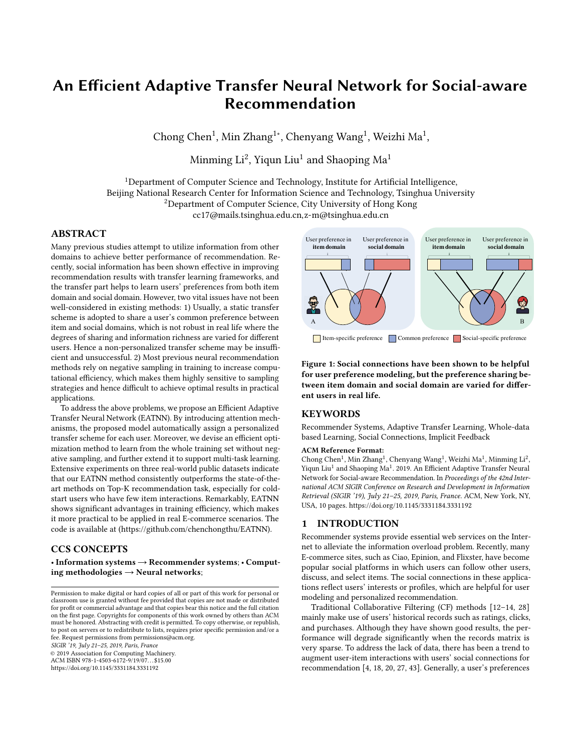# An Efficient Adaptive Transfer Neural Network for Social-aware Recommendation

Chong Chen[1], Min Zhang[1*], Chenyang Wang[1], Weizhi Ma[1],

Minming Li[2], Yiqun Liu[1] and Shaoping Ma[1]

[1]Department of Computer Science and Technology, Institute for Artificial Intelligence,
Beijing National Research Center for Information Science and Technology, Tsinghua University
[2]Department of Computer Science, City University of Hong Kong
cc17@mails.tsinghua.edu.cn,z-m@tsinghua.edu.cn

## ABSTRACT

Many previous studies attempt to utilize information from other domains to achieve better performance of recommendation. Recently, social information has been shown effective in improving recommendation results with transfer learning frameworks, and the transfer part helps to learn users' preferences from both item domain and social domain. However, two vital issues have not been well-considered in existing methods: 1) Usually, a static transfer scheme is adopted to share a user's common preference between item and social domains, which is not robust in real life where the degrees of sharing and information richness are varied for different users. Hence a non-personalized transfer scheme may be insufficient and unsuccessful. 2) Most previous neural recommendation methods rely on negative sampling in training to increase computational efficiency, which makes them highly sensitive to sampling strategies and hence difficult to achieve optimal results in practical applications.

To address the above problems, we propose an Efficient Adaptive Transfer Neural Network (EATNN). By introducing attention mechanisms, the proposed model automatically assign a personalized transfer scheme for each user. Moreover, we devise an efficient optimization method to learn from the whole training set without negative sampling, and further extend it to support multi-task learning. Extensive experiments on three real-world public datasets indicate that our EATNN method consistently outperforms the state-of-the-art methods on Top-K recommendation task, especially for cold-start users who have few item interactions. Remarkably, EATNN shows significant advantages in training efficiency, which makes it more practical to be applied in real E-commerce scenarios. The code is available at (https://github.com/chenchongthu/EATNN).

## CCS CONCEPTS

**• Information systems → Recommender systems**; **• Computing methodologies → Neural networks**;

Permission to make digital or hard copies of all or part of this work for personal or classroom use is granted without fee provided that copies are not made or distributed for profit or commercial advantage and that copies bear this notice and the full citation on the first page. Copyrights for components of this work owned by others than ACM must be honored. Abstracting with credit is permitted. To copy otherwise, or republish, to post on servers or to redistribute to lists, requires prior specific permission and/or a fee. Request permissions from permissions@acm.org.
*SIGIR '19, July 21–25, 2019, Paris, France*
© 2019 Association for Computing Machinery.
ACM ISBN 978-1-4503-6172-9/19/07...$15.00
https://doi.org/10.1145/3331184.3331192

User preference in **item domain**
User preference in **social domain**
User preference in **item domain**
User preference in **social domain**
A
B
Item-specific preference
Common preference
Social-specific preference

**Figure 1: Social connections have been shown to be helpful for user preference modeling, but the preference sharing between item domain and social domain are varied for different users in real life.**

## KEYWORDS

Recommender Systems, Adaptive Transfer Learning, Whole-data based Learning, Social Connections, Implicit Feedback

**ACM Reference Format:**
Chong Chen[1], Min Zhang[1], Chenyang Wang[1], Weizhi Ma[1], Minming Li[2], Yiqun Liu[1] and Shaoping Ma[1]. 2019. An Efficient Adaptive Transfer Neural Network for Social-aware Recommendation. In *Proceedings of the 42nd International ACM SIGIR Conference on Research and Development in Information Retrieval (SIGIR '19), July 21–25, 2019, Paris, France.* ACM, New York, NY, USA, 10 pages. https://doi.org/10.1145/3331184.3331192

## 1 INTRODUCTION

Recommender systems provide essential web services on the Internet to alleviate the information overload problem. Recently, many E-commerce sites, such as Ciao, Epinion, and Flixster, have become popular social platforms in which users can follow other users, discuss, and select items. The social connections in these applications reflect users' interests or profiles, which are helpful for user modeling and personalized recommendation.

Traditional Collaborative Filtering (CF) methods [12–14, 28] mainly make use of users' historical records such as ratings, clicks, and purchases. Although they have shown good results, the performance will degrade significantly when the records matrix is very sparse. To address the lack of data, there has been a trend to augment user-item interactions with users' social connections for recommendation [4, 18, 20, 27, 43]. Generally, a user's preferences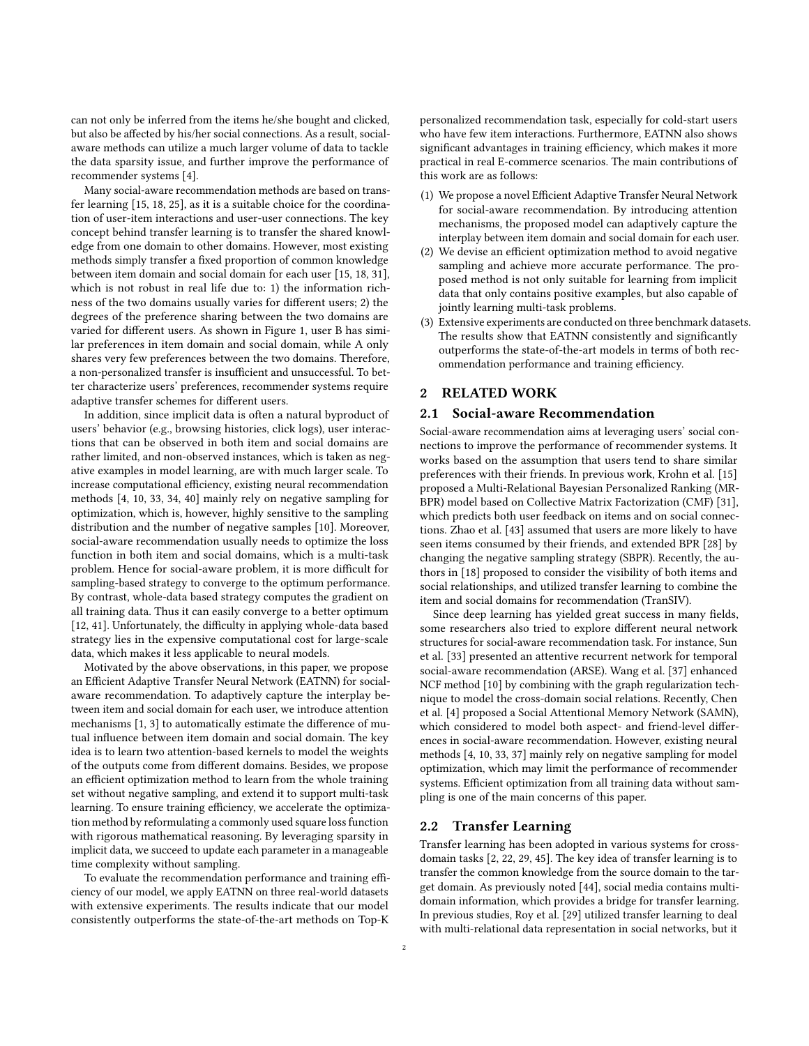can not only be inferred from the items he/she bought and clicked, but also be affected by his/her social connections. As a result, social-aware methods can utilize a much larger volume of data to tackle the data sparsity issue, and further improve the performance of recommender systems [4].

Many social-aware recommendation methods are based on transfer learning [15, 18, 25], as it is a suitable choice for the coordination of user-item interactions and user-user connections. The key concept behind transfer learning is to transfer the shared knowledge from one domain to other domains. However, most existing methods simply transfer a fixed proportion of common knowledge between item domain and social domain for each user [15, 18, 31], which is not robust in real life due to: 1) the information richness of the two domains usually varies for different users; 2) the degrees of the preference sharing between the two domains are varied for different users. As shown in Figure 1, user B has similar preferences in item domain and social domain, while A only shares very few preferences between the two domains. Therefore, a non-personalized transfer is insufficient and unsuccessful. To better characterize users' preferences, recommender systems require adaptive transfer schemes for different users.

In addition, since implicit data is often a natural byproduct of users' behavior (e.g., browsing histories, click logs), user interactions that can be observed in both item and social domains are rather limited, and non-observed instances, which is taken as negative examples in model learning, are with much larger scale. To increase computational efficiency, existing neural recommendation methods [4, 10, 33, 34, 40] mainly rely on negative sampling for optimization, which is, however, highly sensitive to the sampling distribution and the number of negative samples [10]. Moreover, social-aware recommendation usually needs to optimize the loss function in both item and social domains, which is a multi-task problem. Hence for social-aware problem, it is more difficult for sampling-based strategy to converge to the optimum performance. By contrast, whole-data based strategy computes the gradient on all training data. Thus it can easily converge to a better optimum [12, 41]. Unfortunately, the difficulty in applying whole-data based strategy lies in the expensive computational cost for large-scale data, which makes it less applicable to neural models.

Motivated by the above observations, in this paper, we propose an Efficient Adaptive Transfer Neural Network (EATNN) for social-aware recommendation. To adaptively capture the interplay between item and social domain for each user, we introduce attention mechanisms [1, 3] to automatically estimate the difference of mutual influence between item domain and social domain. The key idea is to learn two attention-based kernels to model the weights of the outputs come from different domains. Besides, we propose an efficient optimization method to learn from the whole training set without negative sampling, and extend it to support multi-task learning. To ensure training efficiency, we accelerate the optimization method by reformulating a commonly used square loss function with rigorous mathematical reasoning. By leveraging sparsity in implicit data, we succeed to update each parameter in a manageable time complexity without sampling.

To evaluate the recommendation performance and training efficiency of our model, we apply EATNN on three real-world datasets with extensive experiments. The results indicate that our model consistently outperforms the state-of-the-art methods on Top-K personalized recommendation task, especially for cold-start users who have few item interactions. Furthermore, EATNN also shows significant advantages in training efficiency, which makes it more practical in real E-commerce scenarios. The main contributions of this work are as follows:

1. We propose a novel Efficient Adaptive Transfer Neural Network for social-aware recommendation. By introducing attention mechanisms, the proposed model can adaptively capture the interplay between item domain and social domain for each user.
2. We devise an efficient optimization method to avoid negative sampling and achieve more accurate performance. The proposed method is not only suitable for learning from implicit data that only contains positive examples, but also capable of jointly learning multi-task problems.
3. Extensive experiments are conducted on three benchmark datasets. The results show that EATNN consistently and significantly outperforms the state-of-the-art models in terms of both recommendation performance and training efficiency.

## 2 RELATED WORK

### 2.1 Social-aware Recommendation

Social-aware recommendation aims at leveraging users' social connections to improve the performance of recommender systems. It works based on the assumption that users tend to share similar preferences with their friends. In previous work, Krohn et al. [15] proposed a Multi-Relational Bayesian Personalized Ranking (MR-BPR) model based on Collective Matrix Factorization (CMF) [31], which predicts both user feedback on items and on social connections. Zhao et al. [43] assumed that users are more likely to have seen items consumed by their friends, and extended BPR [28] by changing the negative sampling strategy (SBPR). Recently, the authors in [18] proposed to consider the visibility of both items and social relationships, and utilized transfer learning to combine the item and social domains for recommendation (TranSIV).

Since deep learning has yielded great success in many fields, some researchers also tried to explore different neural network structures for social-aware recommendation task. For instance, Sun et al. [33] presented an attentive recurrent network for temporal social-aware recommendation (ARSE). Wang et al. [37] enhanced NCF method [10] by combining with the graph regularization technique to model the cross-domain social relations. Recently, Chen et al. [4] proposed a Social Attentional Memory Network (SAMN), which considered to model both aspect- and friend-level differences in social-aware recommendation. However, existing neural methods [4, 10, 33, 37] mainly rely on negative sampling for model optimization, which may limit the performance of recommender systems. Efficient optimization from all training data without sampling is one of the main concerns of this paper.

### 2.2 Transfer Learning

Transfer learning has been adopted in various systems for cross-domain tasks [2, 22, 29, 45]. The key idea of transfer learning is to transfer the common knowledge from the source domain to the target domain. As previously noted [44], social media contains multi-domain information, which provides a bridge for transfer learning. In previous studies, Roy et al. [29] utilized transfer learning to deal with multi-relational data representation in social networks, but it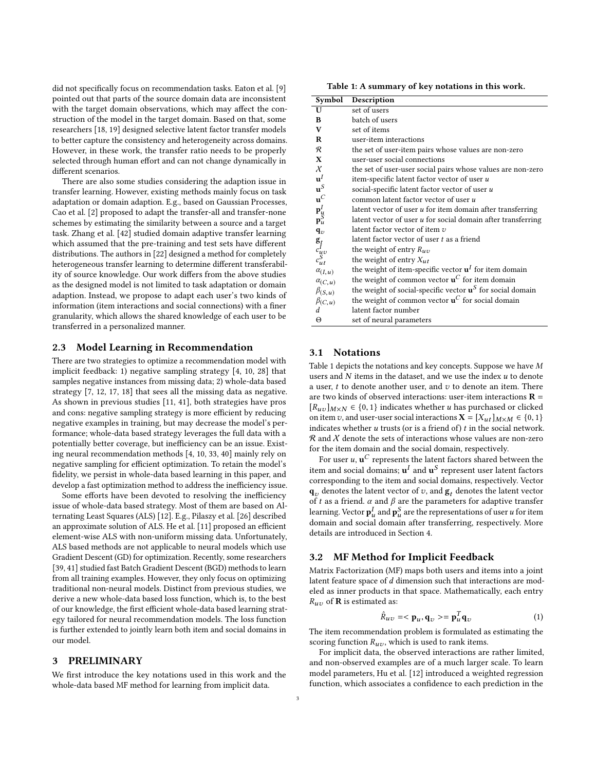did not specifically focus on recommendation tasks. Eaton et al. [9] pointed out that parts of the source domain data are inconsistent with the target domain observations, which may affect the construction of the model in the target domain. Based on that, some researchers [18, 19] designed selective latent factor transfer models to better capture the consistency and heterogeneity across domains. However, in these work, the transfer ratio needs to be properly selected through human effort and can not change dynamically in different scenarios.

There are also some studies considering the adaption issue in transfer learning. However, existing methods mainly focus on task adaptation or domain adaption. E.g., based on Gaussian Processes, Cao et al. [2] proposed to adapt the transfer-all and transfer-none schemes by estimating the similarity between a source and a target task. Zhang et al. [42] studied domain adaptive transfer learning which assumed that the pre-training and test sets have different distributions. The authors in [22] designed a method for completely heterogeneous transfer learning to determine different transferability of source knowledge. Our work differs from the above studies as the designed model is not limited to task adaptation or domain adaption. Instead, we propose to adapt each user's two kinds of information (item interactions and social connections) with a finer granularity, which allows the shared knowledge of each user to be transferred in a personalized manner.

### 2.3 Model Learning in Recommendation

There are two strategies to optimize a recommendation model with implicit feedback: 1) negative sampling strategy [4, 10, 28] that samples negative instances from missing data; 2) whole-data based strategy [7, 12, 17, 18] that sees all the missing data as negative. As shown in previous studies [11, 41], both strategies have pros and cons: negative sampling strategy is more efficient by reducing negative examples in training, but may decrease the model's performance; whole-data based strategy leverages the full data with a potentially better coverage, but inefficiency can be an issue. Existing neural recommendation methods [4, 10, 33, 40] mainly rely on negative sampling for efficient optimization. To retain the model's fidelity, we persist in whole-data based learning in this paper, and develop a fast optimization method to address the inefficiency issue.

Some efforts have been devoted to resolving the inefficiency issue of whole-data based strategy. Most of them are based on Alternating Least Squares (ALS) [12]. E.g., Pilaszy et al. [26] described an approximate solution of ALS. He et al. [11] proposed an efficient element-wise ALS with non-uniform missing data. Unfortunately, ALS based methods are not applicable to neural models which use Gradient Descent (GD) for optimization. Recently, some researchers [39, 41] studied fast Batch Gradient Descent (BGD) methods to learn from all training examples. However, they only focus on optimizing traditional non-neural models. Distinct from previous studies, we derive a new whole-data based loss function, which is, to the best of our knowledge, the first efficient whole-data based learning strategy tailored for neural recommendation models. The loss function is further extended to jointly learn both item and social domains in our model.

## 3 PRELIMINARY

We first introduce the key notations used in this work and the whole-data based MF method for learning from implicit data.

**Table 1: A summary of key notations in this work.**

| Symbol | Description |
|---|---|
| $\mathbf{U}$ | set of users |
| $\mathbf{B}$ | batch of users |
| $\mathbf{V}$ | set of items |
| $\mathbf{R}$ | user-item interactions |
| $\mathcal{R}$ | the set of user-item pairs whose values are non-zero |
| $\mathbf{X}$ | user-user social connections |
| $\mathcal{X}$ | the set of user-user social pairs whose values are non-zero |
| $\mathbf{u}^I$ | item-specific latent factor vector of user $u$ |
| $\mathbf{u}^S$ | social-specific latent factor vector of user $u$ |
| $\mathbf{u}^C$ | common latent factor vector of user $u$ |
| $\mathbf{p}_u^I$ | latent vector of user $u$ for item domain after transferring |
| $\mathbf{p}_u^S$ | latent vector of user $u$ for social domain after transferring |
| $\mathbf{q}_v$ | latent factor vector of item $v$ |
| $\mathbf{g}_t$ | latent factor vector of user $t$ as a friend |
| $c_{uv}^I$ | the weight of entry $R_{uv}$ |
| $c_{ut}^S$ | the weight of entry $X_{ut}$ |
| $\alpha_{(I,u)}$ | the weight of item-specific vector $\mathbf{u}^I$ for item domain |
| $\alpha_{(C,u)}$ | the weight of common vector $\mathbf{u}^C$ for item domain |
| $\beta_{(S,u)}$ | the weight of social-specific vector $\mathbf{u}^S$ for social domain |
| $\beta_{(C,u)}$ | the weight of common vector $\mathbf{u}^C$ for social domain |
| $d$ | latent factor number |
| $\Theta$ | set of neural parameters |

### 3.1 Notations

Table 1 depicts the notations and key concepts. Suppose we have $M$ users and $N$ items in the dataset, and we use the index $u$ to denote a user, $t$ to denote another user, and $v$ to denote an item. There are two kinds of observed interactions: user-item interactions $\mathbf{R} = [R_{uv}]_{M\times N} \in \{0, 1\}$ indicates whether $u$ has purchased or clicked on item $v$, and user-user social interactions $\mathbf{X} = [X_{ut}]_{M\times M} \in \{0, 1\}$ indicates whether $u$ trusts (or is a friend of) $t$ in the social network. $\mathcal{R}$ and $\mathcal{X}$ denote the sets of interactions whose values are non-zero for the item domain and the social domain, respectively.

For user $u$, $\mathbf{u}^C$ represents the latent factors shared between the item and social domains; $\mathbf{u}^I$ and $\mathbf{u}^S$ represent user latent factors corresponding to the item and social domains, respectively. Vector $\mathbf{q}_v$ denotes the latent vector of $v$, and $\mathbf{g}_t$ denotes the latent vector of $t$ as a friend. $\alpha$ and $\beta$ are the parameters for adaptive transfer learning. Vector $\mathbf{p}_u^I$ and $\mathbf{p}_u^S$ are the representations of user $u$ for item domain and social domain after transferring, respectively. More details are introduced in Section 4.

### 3.2 MF Method for Implicit Feedback

Matrix Factorization (MF) maps both users and items into a joint latent feature space of $d$ dimension such that interactions are modeled as inner products in that space. Mathematically, each entry $R_{uv}$ of $\mathbf{R}$ is estimated as:

$$\hat{R}_{uv} = <\mathbf{p}_u, \mathbf{q}_v> = \mathbf{p}_u^T \mathbf{q}_v \tag{1}$$

The item recommendation problem is formulated as estimating the scoring function $R_{uv}$, which is used to rank items.

For implicit data, the observed interactions are rather limited, and non-observed examples are of a much larger scale. To learn model parameters, Hu et al. [12] introduced a weighted regression function, which associates a confidence to each prediction in the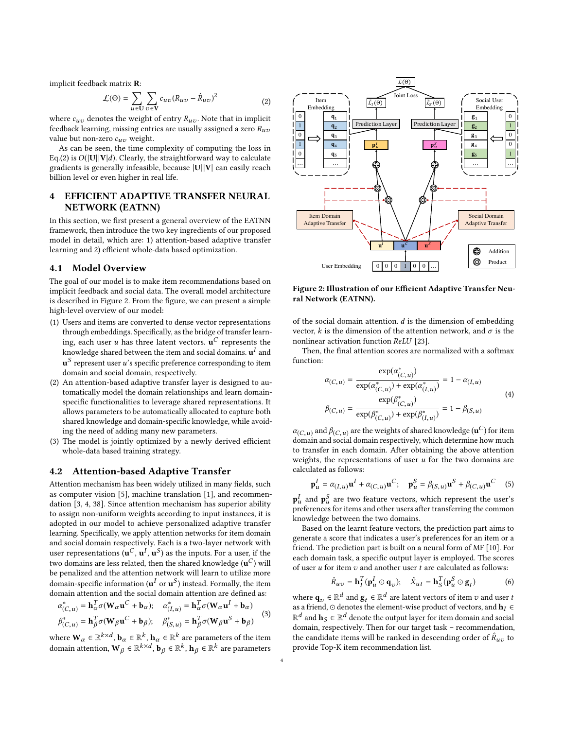implicit feedback matrix $\mathbf{R}$:

$$\mathcal{L}(\Theta) = \sum_{u \in \mathbf{U}} \sum_{v \in \mathbf{V}} c_{uv}(R_{uv} - \hat{R}_{uv})^2 \tag{2}$$

where $c_{uv}$ denotes the weight of entry $R_{uv}$. Note that in implicit feedback learning, missing entries are usually assigned a zero $R_{uv}$ value but non-zero $c_{uv}$ weight.

As can be seen, the time complexity of computing the loss in Eq.(2) is $O(|\mathbf{U}||\mathbf{V}|d)$. Clearly, the straightforward way to calculate gradients is generally infeasible, because $|\mathbf{U}||\mathbf{V}|$ can easily reach billion level or even higher in real life.

# 4 EFFICIENT ADAPTIVE TRANSFER NEURAL NETWORK (EATNN)

In this section, we first present a general overview of the EATNN framework, then introduce the two key ingredients of our proposed model in detail, which are: 1) attention-based adaptive transfer learning and 2) efficient whole-data based optimization.

## 4.1 Model Overview

The goal of our model is to make item recommendations based on implicit feedback and social data. The overall model architecture is described in Figure 2. From the figure, we can present a simple high-level overview of our model:

1. Users and items are converted to dense vector representations through embeddings. Specifically, as the bridge of transfer learning, each user $u$ has three latent vectors. $\mathbf{u}^C$ represents the knowledge shared between the item and social domains. $\mathbf{u}^I$ and $\mathbf{u}^S$ represent user $u$'s specific preference corresponding to item domain and social domain, respectively.
2. An attention-based adaptive transfer layer is designed to automatically model the domain relationships and learn domain-specific functionalities to leverage shared representations. It allows parameters to be automatically allocated to capture both shared knowledge and domain-specific knowledge, while avoiding the need of adding many new parameters.
3. The model is jointly optimized by a newly derived efficient whole-data based training strategy.

## 4.2 Attention-based Adaptive Transfer

Attention mechanism has been widely utilized in many fields, such as computer vision [5], machine translation [1], and recommendation [3, 4, 38]. Since attention mechanism has superior ability to assign non-uniform weights according to input instances, it is adopted in our model to achieve personalized adaptive transfer learning. Specifically, we apply attention networks for item domain and social domain respectively. Each is a two-layer network with user representations ($\mathbf{u}^C$, $\mathbf{u}^I$, $\mathbf{u}^S$) as the inputs. For a user, if the two domains are less related, then the shared knowledge ($\mathbf{u}^C$) will be penalized and the attention network will learn to utilize more domain-specific information ($\mathbf{u}^I$ or $\mathbf{u}^S$) instead. Formally, the item domain attention and the social domain attention are defined as:

$$\begin{aligned} \alpha^*_{(C,u)} &= \mathbf{h}_\alpha^T \sigma(\mathbf{W}_\alpha \mathbf{u}^C + \mathbf{b}_\alpha); \quad \alpha^*_{(I,u)} = \mathbf{h}_\alpha^T \sigma(\mathbf{W}_\alpha \mathbf{u}^I + \mathbf{b}_\alpha) \\ \beta^*_{(C,u)} &= \mathbf{h}_\beta^T \sigma(\mathbf{W}_\beta \mathbf{u}^C + \mathbf{b}_\beta); \quad \beta^*_{(S,u)} = \mathbf{h}_\beta^T \sigma(\mathbf{W}_\beta \mathbf{u}^S + \mathbf{b}_\beta) \end{aligned} \tag{3}$$

where $\mathbf{W}_\alpha \in \mathbb{R}^{k \times d}$, $\mathbf{b}_\alpha \in \mathbb{R}^k$, $\mathbf{h}_\alpha \in \mathbb{R}^k$ are parameters of the item domain attention, $\mathbf{W}_\beta \in \mathbb{R}^{k \times d}$, $\mathbf{b}_\beta \in \mathbb{R}^k$, $\mathbf{h}_\beta \in \mathbb{R}^k$ are parameters of the social domain attention. $d$ is the dimension of embedding vector, $k$ is the dimension of the attention network, and $\sigma$ is the nonlinear activation function *ReLU* [23].

Then, the final attention scores are normalized with a softmax function:

$$\begin{aligned} \alpha_{(C,u)} &= \frac{\exp(\alpha^*_{(C,u)})}{\exp(\alpha^*_{(C,u)}) + \exp(\alpha^*_{(I,u)})} = 1 - \alpha_{(I,u)} \\ \beta_{(C,u)} &= \frac{\exp(\beta^*_{(C,u)})}{\exp(\beta^*_{(C,u)}) + \exp(\beta^*_{(I,u)})} = 1 - \beta_{(S,u)} \end{aligned} \tag{4}$$

$\alpha_{(C,u)}$ and $\beta_{(C,u)}$ are the weights of shared knowledge ($\mathbf{u}^C$) for item domain and social domain respectively, which determine how much to transfer in each domain. After obtaining the above attention weights, the representations of user $u$ for the two domains are calculated as follows:

$$\mathbf{p}_u^I = \alpha_{(I,u)}\mathbf{u}^I + \alpha_{(C,u)}\mathbf{u}^C; \quad \mathbf{p}_u^S = \beta_{(S,u)}\mathbf{u}^S + \beta_{(C,u)}\mathbf{u}^C \tag{5}$$

$\mathbf{p}_u^I$ and $\mathbf{p}_u^S$ are two feature vectors, which represent the user's preferences for items and other users after transferring the common knowledge between the two domains.

Based on the learnt feature vectors, the prediction part aims to generate a score that indicates a user's preferences for an item or a friend. The prediction part is built on a neural form of MF [10]. For each domain task, a specific output layer is employed. The scores of user $u$ for item $v$ and another user $t$ are calculated as follows:

$$\hat{R}_{uv} = \mathbf{h}_I^T(\mathbf{p}_u^I \odot \mathbf{q}_v); \quad \hat{X}_{ut} = \mathbf{h}_S^T(\mathbf{p}_u^S \odot \mathbf{g}_t) \tag{6}$$

where $\mathbf{q}_v \in \mathbb{R}^d$ and $\mathbf{g}_t \in \mathbb{R}^d$ are latent vectors of item $v$ and user $t$ as a friend, $\odot$ denotes the element-wise product of vectors, and $\mathbf{h}_I \in \mathbb{R}^d$ and $\mathbf{h}_S \in \mathbb{R}^d$ denote the output layer for item domain and social domain, respectively. Then for our target task – recommendation, the candidate items will be ranked in descending order of $\hat{R}_{uv}$ to provide Top-K item recommendation list.

**Figure 2: Illustration of our Efficient Adaptive Transfer Neural Network (EATNN).**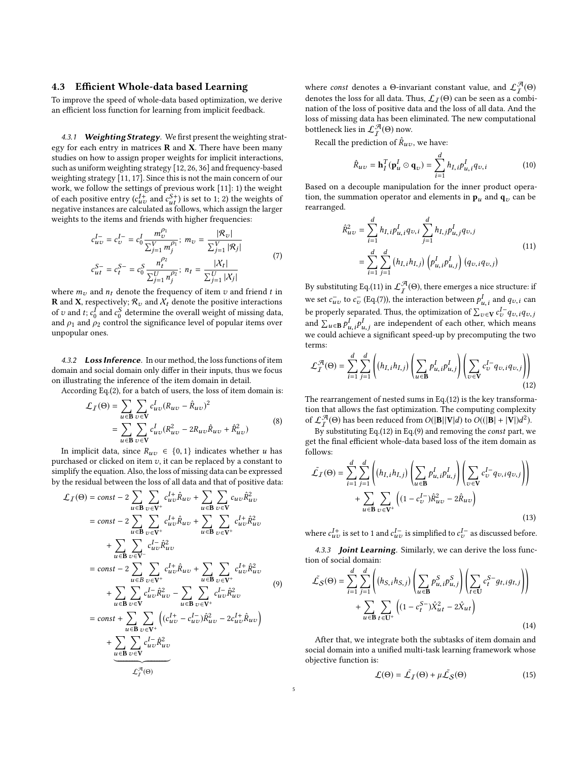### 4.3 Efficient Whole-data based Learning

To improve the speed of whole-data based optimization, we derive an efficient loss function for learning from implicit feedback.

*4.3.1* ***Weighting Strategy.*** We first present the weighting strategy for each entry in matrices $\mathbf{R}$ and $\mathbf{X}$. There have been many studies on how to assign proper weights for implicit interactions, such as uniform weighting strategy [12, 26, 36] and frequency-based weighting strategy [11, 17]. Since this is not the main concern of our work, we follow the settings of previous work [11]: 1) the weight of each positive entry ($c_{uv}^{I+}$ and $c_{ut}^{S+}$) is set to 1; 2) the weights of negative instances are calculated as follows, which assign the larger weights to the items and friends with higher frequencies:

$$
\begin{aligned}
c_{uv}^{I-} &= c_v^{I-} = c_0^I \frac{m_v^{\rho_1}}{\sum_{j=1}^{V} m_j^{\rho_1}};\ m_v = \frac{|\mathcal{R}_v|}{\sum_{j=1}^{V} |\mathcal{R}_j|} \\
c_{ut}^{S-} &= c_t^{S-} = c_0^S \frac{n_t^{\rho_2}}{\sum_{j=1}^{U} n_j^{\rho_2}};\ n_t = \frac{|\mathcal{X}_t|}{\sum_{j=1}^{U} |\mathcal{X}_j|}
\end{aligned} \tag{7}
$$

where $m_v$ and $n_t$ denote the frequency of item $v$ and friend $t$ in $\mathbf{R}$ and $\mathbf{X}$, respectively; $\mathcal{R}_v$ and $\mathcal{X}_t$ denote the positive interactions of $v$ and $t$; $c_0^I$ and $c_0^S$ determine the overall weight of missing data, and $\rho_1$ and $\rho_2$ control the significance level of popular items over unpopular ones.

*4.3.2* ***Loss Inference.*** In our method, the loss functions of item domain and social domain only differ in their inputs, thus we focus on illustrating the inference of the item domain in detail.

According Eq.(2), for a batch of users, the loss of item domain is:

$$
\begin{aligned}
\mathcal{L}_{\mathcal{I}}(\Theta) &= \sum_{u \in \mathbf{B}} \sum_{v \in \mathbf{V}} c_{uv}^I (R_{uv} - \hat{R}_{uv})^2 \\
&= \sum_{u \in \mathbf{B}} \sum_{v \in \mathbf{V}} c_{uv}^I (R_{uv}^2 - 2R_{uv}\hat{R}_{uv} + \hat{R}_{uv}^2)
\end{aligned} \tag{8}
$$

In implicit data, since $R_{uv} \in \{0, 1\}$ indicates whether $u$ has purchased or clicked on item $v$, it can be replaced by a constant to simplify the equation. Also, the loss of missing data can be expressed by the residual between the loss of all data and that of positive data:

$$
\begin{aligned}
\mathcal{L}_{\mathcal{I}}(\Theta) &= const - 2\sum_{u \in \mathbf{B}} \sum_{v \in \mathbf{V}^+} c_{uv}^{I+} \hat{R}_{uv} + \sum_{u \in \mathbf{B}} \sum_{v \in \mathbf{V}} c_{uv} \hat{R}_{uv}^2 \\
&= const - 2\sum_{u \in \mathbf{B}} \sum_{v \in \mathbf{V}^+} c_{uv}^{I+} \hat{R}_{uv} + \sum_{u \in \mathbf{B}} \sum_{v \in \mathbf{V}^+} c_{uv}^{I+} \hat{R}_{uv}^2 \\
&\quad + \sum_{u \in \mathbf{B}} \sum_{v \in \mathbf{V}^-} c_{uv}^{I-} \hat{R}_{uv}^2 \\
&= const - 2\sum_{u \in \mathbf{B}} \sum_{v \in \mathbf{V}^+} c_{uv}^{I+} \hat{R}_{uv} + \sum_{u \in \mathbf{B}} \sum_{v \in \mathbf{V}^+} c_{uv}^{I+} \hat{R}_{uv}^2 \\
&\quad + \sum_{u \in \mathbf{B}} \sum_{v \in \mathbf{V}} c_{uv}^{I-} \hat{R}_{uv}^2 - \sum_{u \in \mathbf{B}} \sum_{v \in \mathbf{V}^+} c_{uv}^{I-} \hat{R}_{uv}^2 \\
&= const + \sum_{u \in \mathbf{B}} \sum_{v \in \mathbf{V}^+} \left( (c_{uv}^{I+} - c_{uv}^{I-}) \hat{R}_{uv}^2 - 2c_{uv}^{I+} \hat{R}_{uv} \right) \\
&\quad + \underbrace{\sum_{u \in \mathbf{B}} \sum_{v \in \mathbf{V}} c_{uv}^{I-} \hat{R}_{uv}^2}_{\mathcal{L}_{\mathcal{I}}^{\mathcal{A}}(\Theta)}
\end{aligned} \tag{9}
$$

where *const* denotes a $\Theta$-invariant constant value, and $\mathcal{L}_{\mathcal{I}}^{\mathcal{A}}(\Theta)$ denotes the loss for all data. Thus, $\mathcal{L}_{\mathcal{I}}(\Theta)$ can be seen as a combination of the loss of positive data and the loss of all data. And the loss of missing data has been eliminated. The new computational bottleneck lies in $\mathcal{L}_{\mathcal{I}}^{\mathcal{A}}(\Theta)$ now.

Recall the prediction of $\hat{R}_{uv}$, we have:

$$
\hat{R}_{uv} = \mathbf{h}_I^T (\mathbf{p}_u^I \odot \mathbf{q}_v) = \sum_{i=1}^{d} h_{I,i} p_{u,i}^I q_{v,i} \tag{10}
$$

Based on a decouple manipulation for the inner product operation, the summation operator and elements in $\mathbf{p}_u$ and $\mathbf{q}_v$ can be rearranged.

$$
\begin{aligned}
\hat{R}_{uv}^2 &= \sum_{i=1}^{d} h_{I,i} p_{u,i}^I q_{v,i} \sum_{j=1}^{d} h_{I,j} p_{u,j}^I q_{v,j} \\
&= \sum_{i=1}^{d} \sum_{j=1}^{d} \left( h_{I,i} h_{I,j} \right) \left( p_{u,i}^I p_{u,j}^I \right) \left( q_{v,i} q_{v,j} \right)
\end{aligned} \tag{11}
$$

By substituting Eq.(11) in $\mathcal{L}_{\mathcal{I}}^{\mathcal{A}}(\Theta)$, there emerges a nice structure: if we set $c_{uv}^-$ to $c_v^-$ (Eq.(7)), the interaction between $p_{u,i}^I$ and $q_{v,i}$ can be properly separated. Thus, the optimization of $\sum_{v \in \mathbf{V}} c_v^{I-} q_{v,i} q_{v,j}$ and $\sum_{u \in \mathbf{B}} p_{u,i}^I p_{u,j}^I$ are independent of each other, which means we could achieve a significant speed-up by precomputing the two terms:

$$
\mathcal{L}_{\mathcal{I}}^{\mathcal{A}}(\Theta) = \sum_{i=1}^{d} \sum_{j=1}^{d} \left( \left( h_{I,i} h_{I,j} \right) \left( \sum_{u \in \mathbf{B}} p_{u,i}^I p_{u,j}^I \right) \left( \sum_{v \in \mathbf{V}} c_v^{I-} q_{v,i} q_{v,j} \right) \right) \tag{12}
$$

The rearrangement of nested sums in Eq.(12) is the key transformation that allows the fast optimization. The computing complexity of $\mathcal{L}_{\mathcal{I}}^{\mathcal{A}}(\Theta)$ has been reduced from $O(|\mathbf{B}||\mathbf{V}|d)$ to $O((|\mathbf{B}| + |\mathbf{V}|)d^2)$.

By substituting Eq.(12) in Eq.(9) and removing the *const* part, we get the final efficient whole-data based loss of the item domain as follows:

$$
\begin{aligned}
\tilde{\mathcal{L}_{\mathcal{I}}}(\Theta) &= \sum_{i=1}^{d} \sum_{j=1}^{d} \left( \left( h_{I,i} h_{I,j} \right) \left( \sum_{u \in \mathbf{B}} p_{u,i}^I p_{u,j}^I \right) \left( \sum_{v \in \mathbf{V}} c_v^{I-} q_{v,i} q_{v,j} \right) \right) \\
&\quad + \sum_{u \in \mathbf{B}} \sum_{v \in \mathbf{V}^+} \left( (1 - c_v^{I-}) \hat{R}_{uv}^2 - 2\hat{R}_{uv} \right)
\end{aligned} \tag{13}
$$

where $c_{uv}^{I+}$ is set to 1 and $c_{uv}^{I-}$ is simplified to $c_v^{I-}$ as discussed before.

*4.3.3* ***Joint Learning.*** Similarly, we can derive the loss function of social domain:

$$
\begin{aligned}
\tilde{\mathcal{L}_{\mathcal{S}}}(\Theta) &= \sum_{i=1}^{d} \sum_{j=1}^{d} \left( \left( h_{S,i} h_{S,j} \right) \left( \sum_{u \in \mathbf{B}} p_{u,i}^S p_{u,j}^S \right) \left( \sum_{t \in \mathbf{U}} c_t^{S-} g_{t,i} g_{t,j} \right) \right) \\
&\quad + \sum_{u \in \mathbf{B}} \sum_{t \in \mathbf{U}^+} \left( (1 - c_t^{S-}) \hat{X}_{ut}^2 - 2\hat{X}_{ut} \right)
\end{aligned} \tag{14}
$$

After that, we integrate both the subtasks of item domain and social domain into a unified multi-task learning framework whose objective function is:

$$
\mathcal{L}(\Theta) = \tilde{\mathcal{L}_{\mathcal{I}}}(\Theta) + \mu \tilde{\mathcal{L}_{\mathcal{S}}}(\Theta) \tag{15}
$$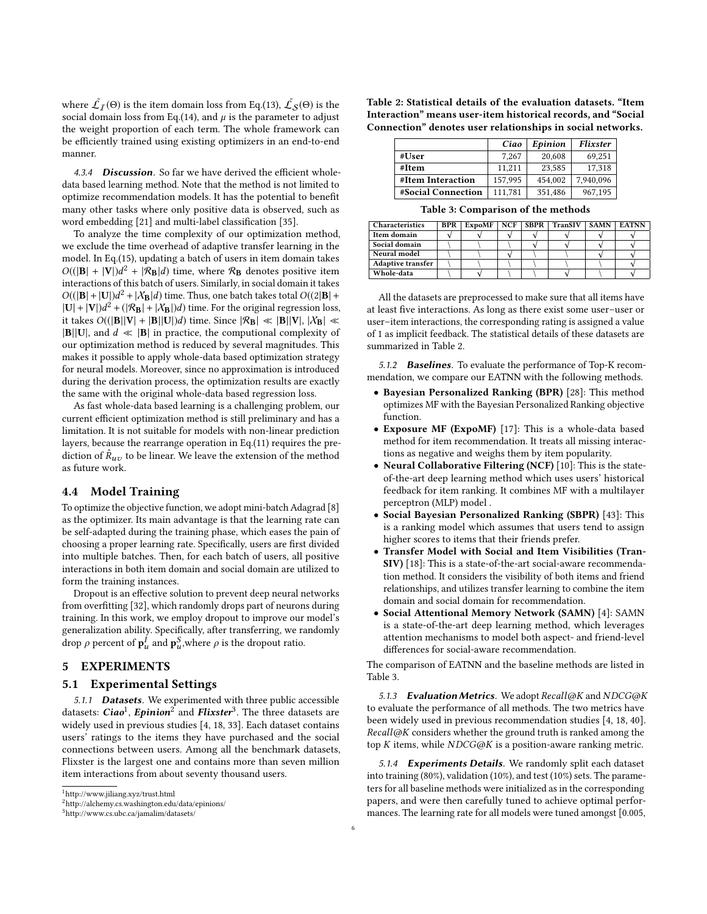where $\tilde{\mathcal{L}}_I(\Theta)$ is the item domain loss from Eq.(13), $\tilde{\mathcal{L}}_S(\Theta)$ is the social domain loss from Eq.(14), and $\mu$ is the parameter to adjust the weight proportion of each term. The whole framework can be efficiently trained using existing optimizers in an end-to-end manner.

#### 4.3.4 *Discussion*.

So far we have derived the efficient whole-data based learning method. Note that the method is not limited to optimize recommendation models. It has the potential to benefit many other tasks where only positive data is observed, such as word embedding [21] and multi-label classification [35].

To analyze the time complexity of our optimization method, we exclude the time overhead of adaptive transfer learning in the model. In Eq.(15), updating a batch of users in item domain takes $O((|\mathbf{B}| + |\mathbf{V}|)d^2 + |\mathcal{R}_\mathbf{B}|d)$ time, where $\mathcal{R}_\mathbf{B}$ denotes positive item interactions of this batch of users. Similarly, in social domain it takes $O((|\mathbf{B}|+|\mathbf{U}|)d^2+|\mathcal{X}_\mathbf{B}|d)$ time. Thus, one batch takes total $O((2|\mathbf{B}| + |\mathbf{U}| + |\mathbf{V}|)d^2 + (|\mathcal{R}_\mathbf{B}| + |\mathcal{X}_\mathbf{B}|)d)$ time. For the original regression loss, it takes $O((|\mathbf{B}||\mathbf{V}| + |\mathbf{B}||\mathbf{U}|)d)$ time. Since $|\mathcal{R}_\mathbf{B}| \ll |\mathbf{B}||\mathbf{V}|$, $|\mathcal{X}_\mathbf{B}| \ll |\mathbf{B}||\mathbf{U}|$, and $d \ll |\mathbf{B}|$ in practice, the computional complexity of our optimization method is reduced by several magnitudes. This makes it possible to apply whole-data based optimization strategy for neural models. Moreover, since no approximation is introduced during the derivation process, the optimization results are exactly the same with the original whole-data based regression loss.

As fast whole-data based learning is a challenging problem, our current efficient optimization method is still preliminary and has a limitation. It is not suitable for models with non-linear prediction layers, because the rearrange operation in Eq.(11) requires the prediction of $\hat{R}_{uv}$ to be linear. We leave the extension of the method as future work.

## 4.4 Model Training

To optimize the objective function, we adopt mini-batch Adagrad [8] as the optimizer. Its main advantage is that the learning rate can be self-adapted during the training phase, which eases the pain of choosing a proper learning rate. Specifically, users are first divided into multiple batches. Then, for each batch of users, all positive interactions in both item domain and social domain are utilized to form the training instances.

Dropout is an effective solution to prevent deep neural networks from overfitting [32], which randomly drops part of neurons during training. In this work, we employ dropout to improve our model's generalization ability. Specifically, after transferring, we randomly drop $\rho$ percent of $\mathbf{p}_u^I$ and $\mathbf{p}_u^S$,where $\rho$ is the dropout ratio.

# 5 EXPERIMENTS

## 5.1 Experimental Settings

#### 5.1.1 *Datasets*.

We experimented with three public accessible datasets: ***Ciao***[1], ***Epinion***[2] and ***Flixster***[3]. The three datasets are widely used in previous studies [4, 18, 33]. Each dataset contains users' ratings to the items they have purchased and the social connections between users. Among all the benchmark datasets, Flixster is the largest one and contains more than seven million item interactions from about seventy thousand users.

**Table 2: Statistical details of the evaluation datasets. "Item Interaction" means user-item historical records, and "Social Connection" denotes user relationships in social networks.**

| | *Ciao* | *Epinion* | *Flixster* |
|---|---|---|---|
| **#User** | 7,267 | 20,608 | 69,251 |
| **#Item** | 11,211 | 23,585 | 17,318 |
| **#Item Interaction** | 157,995 | 454,002 | 7,940,096 |
| **#Social Connection** | 111,781 | 351,486 | 967,195 |

**Table 3: Comparison of the methods**

| Characteristics | BPR | ExpoMF | NCF | SBPR | TranSIV | SAMN | EATNN |
|---|---|---|---|---|---|---|---|
| Item domain | √ | √ | √ | √ | √ | √ | √ |
| Social domain | \ | \ | \ | √ | √ | √ | √ |
| Neural model | \ | \ | √ | \ | \ | √ | √ |
| Adaptive transfer | \ | \ | \ | \ | \ | \ | √ |
| Whole-data | \ | √ | \ | \ | √ | \ | √ |

All the datasets are preprocessed to make sure that all items have at least five interactions. As long as there exist some user–user or user–item interactions, the corresponding rating is assigned a value of 1 as implicit feedback. The statistical details of these datasets are summarized in Table 2.

#### 5.1.2 *Baselines*.

To evaluate the performance of Top-K recommendation, we compare our EATNN with the following methods.

- **Bayesian Personalized Ranking (BPR)** [28]: This method optimizes MF with the Bayesian Personalized Ranking objective function.
- **Exposure MF (ExpoMF)** [17]: This is a whole-data based method for item recommendation. It treats all missing interactions as negative and weighs them by item popularity.
- **Neural Collaborative Filtering (NCF)** [10]: This is the state-of-the-art deep learning method which uses users' historical feedback for item ranking. It combines MF with a multilayer perceptron (MLP) model .
- **Social Bayesian Personalized Ranking (SBPR)** [43]: This is a ranking model which assumes that users tend to assign higher scores to items that their friends prefer.
- **Transfer Model with Social and Item Visibilities (TranSIV)** [18]: This is a state-of-the-art social-aware recommendation method. It considers the visibility of both items and friend relationships, and utilizes transfer learning to combine the item domain and social domain for recommendation.
- **Social Attentional Memory Network (SAMN)** [4]: SAMN is a state-of-the-art deep learning method, which leverages attention mechanisms to model both aspect- and friend-level differences for social-aware recommendation.

The comparison of EATNN and the baseline methods are listed in Table 3.

#### 5.1.3 *Evaluation Metrics*.

We adopt *Recall@K* and *NDCG@K* to evaluate the performance of all methods. The two metrics have been widely used in previous recommendation studies [4, 18, 40]. *Recall@K* considers whether the ground truth is ranked among the top *K* items, while *NDCG@K* is a position-aware ranking metric.

#### 5.1.4 *Experiments Details*.

We randomly split each dataset into training (80%), validation (10%), and test (10%) sets. The parameters for all baseline methods were initialized as in the corresponding papers, and were then carefully tuned to achieve optimal performances. The learning rate for all models were tuned amongst [0.005,

[1] http://www.jiliang.xyz/trust.html
[2] http://alchemy.cs.washington.edu/data/epinions/
[3] http://www.cs.ubc.ca/jamalim/datasets/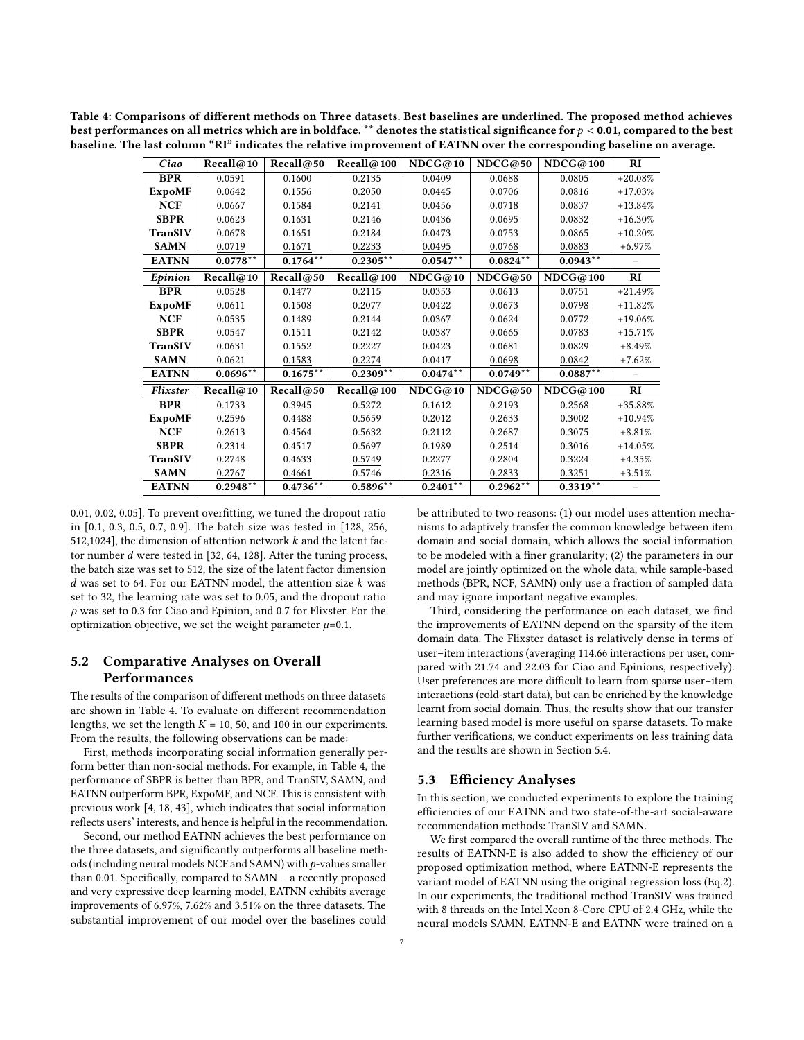Table 4: Comparisons of different methods on Three datasets. Best baselines are underlined. The proposed method achieves best performances on all metrics which are in boldface. ** denotes the statistical significance for $p < 0.01$, compared to the best baseline. The last column "RI" indicates the relative improvement of EATNN over the corresponding baseline on average.

| *Ciao* | Recall@10 | Recall@50 | Recall@100 | NDCG@10 | NDCG@50 | NDCG@100 | RI |
|---|---|---|---|---|---|---|---|
| **BPR** | 0.0591 | 0.1600 | 0.2135 | 0.0409 | 0.0688 | 0.0805 | +20.08% |
| **ExpoMF** | 0.0642 | 0.1556 | 0.2050 | 0.0445 | 0.0706 | 0.0816 | +17.03% |
| **NCF** | 0.0667 | 0.1584 | 0.2141 | 0.0456 | 0.0718 | 0.0837 | +13.84% |
| **SBPR** | 0.0623 | 0.1631 | 0.2146 | 0.0436 | 0.0695 | 0.0832 | +16.30% |
| **TranSIV** | 0.0678 | 0.1651 | 0.2184 | 0.0473 | 0.0753 | 0.0865 | +10.20% |
| **SAMN** | <u>0.0719</u> | <u>0.1671</u> | <u>0.2233</u> | <u>0.0495</u> | <u>0.0768</u> | <u>0.0883</u> | +6.97% |
| **EATNN** | **0.0778**** | **0.1764**** | **0.2305**** | **0.0547**** | **0.0824**** | **0.0943**** | – |
| *Epinion* | Recall@10 | Recall@50 | Recall@100 | NDCG@10 | NDCG@50 | NDCG@100 | RI |
| **BPR** | 0.0528 | 0.1477 | 0.2115 | 0.0353 | 0.0613 | 0.0751 | +21.49% |
| **ExpoMF** | 0.0611 | 0.1508 | 0.2077 | 0.0422 | 0.0673 | 0.0798 | +11.82% |
| **NCF** | 0.0535 | 0.1489 | 0.2144 | 0.0367 | 0.0624 | 0.0772 | +19.06% |
| **SBPR** | 0.0547 | 0.1511 | 0.2142 | 0.0387 | 0.0665 | 0.0783 | +15.71% |
| **TranSIV** | <u>0.0631</u> | 0.1552 | 0.2227 | <u>0.0423</u> | 0.0681 | 0.0829 | +8.49% |
| **SAMN** | 0.0621 | <u>0.1583</u> | <u>0.2274</u> | 0.0417 | <u>0.0698</u> | <u>0.0842</u> | +7.62% |
| **EATNN** | **0.0696**** | **0.1675**** | **0.2309**** | **0.0474**** | **0.0749**** | **0.0887**** | – |
| *Flixster* | Recall@10 | Recall@50 | Recall@100 | NDCG@10 | NDCG@50 | NDCG@100 | RI |
| **BPR** | 0.1733 | 0.3945 | 0.5272 | 0.1612 | 0.2193 | 0.2568 | +35.88% |
| **ExpoMF** | 0.2596 | 0.4488 | 0.5659 | 0.2012 | 0.2633 | 0.3002 | +10.94% |
| **NCF** | 0.2613 | 0.4564 | 0.5632 | 0.2112 | 0.2687 | 0.3075 | +8.81% |
| **SBPR** | 0.2314 | 0.4517 | 0.5697 | 0.1989 | 0.2514 | 0.3016 | +14.05% |
| **TranSIV** | 0.2748 | 0.4633 | <u>0.5749</u> | 0.2277 | 0.2804 | 0.3224 | +4.35% |
| **SAMN** | <u>0.2767</u> | <u>0.4661</u> | 0.5746 | <u>0.2316</u> | <u>0.2833</u> | <u>0.3251</u> | +3.51% |
| **EATNN** | **0.2948**** | **0.4736**** | **0.5896**** | **0.2401**** | **0.2962**** | **0.3319**** | – |

0.01, 0.02, 0.05]. To prevent overfitting, we tuned the dropout ratio in [0.1, 0.3, 0.5, 0.7, 0.9]. The batch size was tested in [128, 256, 512,1024], the dimension of attention network $k$ and the latent factor number $d$ were tested in [32, 64, 128]. After the tuning process, the batch size was set to 512, the size of the latent factor dimension $d$ was set to 64. For our EATNN model, the attention size $k$ was set to 32, the learning rate was set to 0.05, and the dropout ratio $\rho$ was set to 0.3 for Ciao and Epinion, and 0.7 for Flixster. For the optimization objective, we set the weight parameter $\mu$=0.1.

## 5.2 Comparative Analyses on Overall Performances

The results of the comparison of different methods on three datasets are shown in Table 4. To evaluate on different recommendation lengths, we set the length $K$ = 10, 50, and 100 in our experiments. From the results, the following observations can be made:

First, methods incorporating social information generally perform better than non-social methods. For example, in Table 4, the performance of SBPR is better than BPR, and TranSIV, SAMN, and EATNN outperform BPR, ExpoMF, and NCF. This is consistent with previous work [4, 18, 43], which indicates that social information reflects users' interests, and hence is helpful in the recommendation.

Second, our method EATNN achieves the best performance on the three datasets, and significantly outperforms all baseline methods (including neural models NCF and SAMN) with $p$-values smaller than 0.01. Specifically, compared to SAMN – a recently proposed and very expressive deep learning model, EATNN exhibits average improvements of 6.97%, 7.62% and 3.51% on the three datasets. The substantial improvement of our model over the baselines could be attributed to two reasons: (1) our model uses attention mechanisms to adaptively transfer the common knowledge between item domain and social domain, which allows the social information to be modeled with a finer granularity; (2) the parameters in our model are jointly optimized on the whole data, while sample-based methods (BPR, NCF, SAMN) only use a fraction of sampled data and may ignore important negative examples.

Third, considering the performance on each dataset, we find the improvements of EATNN depend on the sparsity of the item domain data. The Flixster dataset is relatively dense in terms of user–item interactions (averaging 114.66 interactions per user, compared with 21.74 and 22.03 for Ciao and Epinions, respectively). User preferences are more difficult to learn from sparse user–item interactions (cold-start data), but can be enriched by the knowledge learnt from social domain. Thus, the results show that our transfer learning based model is more useful on sparse datasets. To make further verifications, we conduct experiments on less training data and the results are shown in Section 5.4.

## 5.3 Efficiency Analyses

In this section, we conducted experiments to explore the training efficiencies of our EATNN and two state-of-the-art social-aware recommendation methods: TranSIV and SAMN.

We first compared the overall runtime of the three methods. The results of EATNN-E is also added to show the efficiency of our proposed optimization method, where EATNN-E represents the variant model of EATNN using the original regression loss (Eq.2). In our experiments, the traditional method TranSIV was trained with 8 threads on the Intel Xeon 8-Core CPU of 2.4 GHz, while the neural models SAMN, EATNN-E and EATNN were trained on a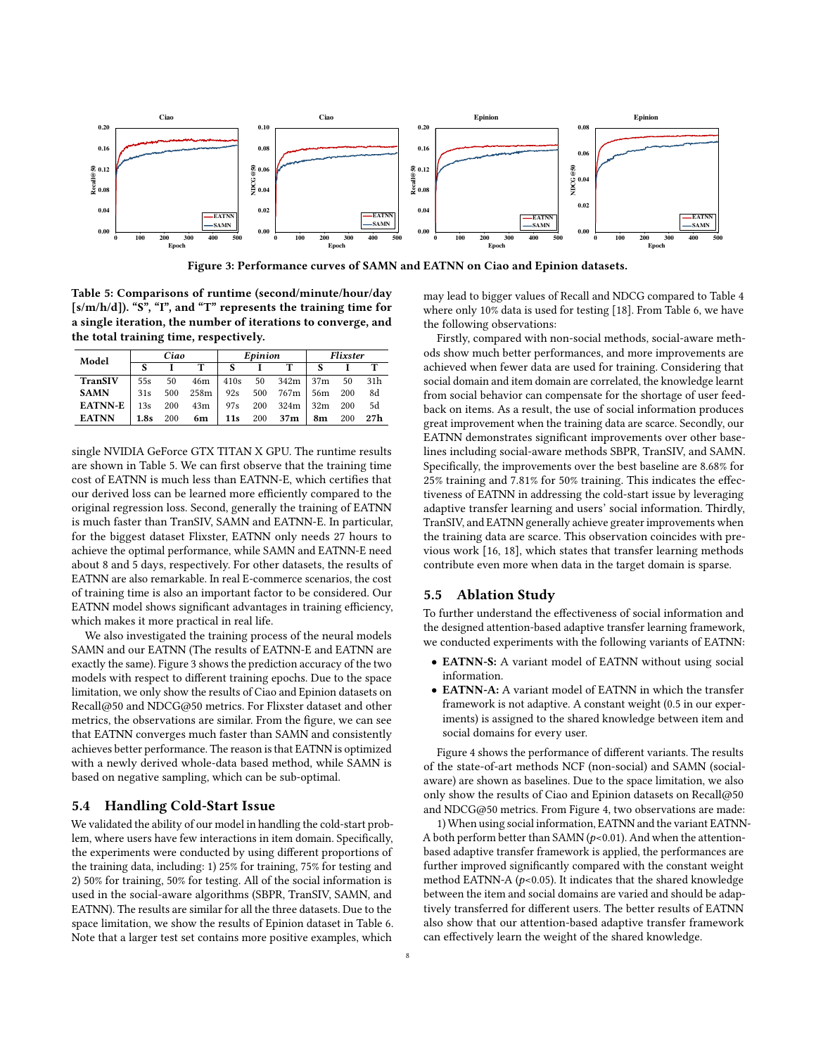Figure 3: Performance curves of SAMN and EATNN on Ciao and Epinion datasets.

**Table 5: Comparisons of runtime (second/minute/hour/day [s/m/h/d]). "S", "I", and "T" represents the training time for a single iteration, the number of iterations to converge, and the total training time, respectively.**

| Model | *Ciao* | | | *Epinion* | | | *Flixster* | | |
|---|---|---|---|---|---|---|---|---|---|
| | S | I | T | S | I | T | S | I | T |
| **TranSIV** | 55s | 50 | 46m | 410s | 50 | 342m | 37m | 50 | 31h |
| **SAMN** | 31s | 500 | 258m | 92s | 500 | 767m | 56m | 200 | 8d |
| **EATNN-E** | 13s | 200 | 43m | 97s | 200 | 324m | 32m | 200 | 5d |
| **EATNN** | **1.8s** | 200 | **6m** | **11s** | 200 | **37m** | **8m** | 200 | **27h** |

single NVIDIA GeForce GTX TITAN X GPU. The runtime results are shown in Table 5. We can first observe that the training time cost of EATNN is much less than EATNN-E, which certifies that our derived loss can be learned more efficiently compared to the original regression loss. Second, generally the training of EATNN is much faster than TranSIV, SAMN and EATNN-E. In particular, for the biggest dataset Flixster, EATNN only needs 27 hours to achieve the optimal performance, while SAMN and EATNN-E need about 8 and 5 days, respectively. For other datasets, the results of EATNN are also remarkable. In real E-commerce scenarios, the cost of training time is also an important factor to be considered. Our EATNN model shows significant advantages in training efficiency, which makes it more practical in real life.

We also investigated the training process of the neural models SAMN and our EATNN (The results of EATNN-E and EATNN are exactly the same). Figure 3 shows the prediction accuracy of the two models with respect to different training epochs. Due to the space limitation, we only show the results of Ciao and Epinion datasets on Recall@50 and NDCG@50 metrics. For Flixster dataset and other metrics, the observations are similar. From the figure, we can see that EATNN converges much faster than SAMN and consistently achieves better performance. The reason is that EATNN is optimized with a newly derived whole-data based method, while SAMN is based on negative sampling, which can be sub-optimal.

## 5.4 Handling Cold-Start Issue

We validated the ability of our model in handling the cold-start problem, where users have few interactions in item domain. Specifically, the experiments were conducted by using different proportions of the training data, including: 1) 25% for training, 75% for testing and 2) 50% for training, 50% for testing. All of the social information is used in the social-aware algorithms (SBPR, TranSIV, SAMN, and EATNN). The results are similar for all the three datasets. Due to the space limitation, we show the results of Epinion dataset in Table 6. Note that a larger test set contains more positive examples, which may lead to bigger values of Recall and NDCG compared to Table 4 where only 10% data is used for testing [18]. From Table 6, we have the following observations:

Firstly, compared with non-social methods, social-aware methods show much better performances, and more improvements are achieved when fewer data are used for training. Considering that social domain and item domain are correlated, the knowledge learnt from social behavior can compensate for the shortage of user feedback on items. As a result, the use of social information produces great improvement when the training data are scarce. Secondly, our EATNN demonstrates significant improvements over other baselines including social-aware methods SBPR, TranSIV, and SAMN. Specifically, the improvements over the best baseline are 8.68% for 25% training and 7.81% for 50% training. This indicates the effectiveness of EATNN in addressing the cold-start issue by leveraging adaptive transfer learning and users' social information. Thirdly, TranSIV, and EATNN generally achieve greater improvements when the training data are scarce. This observation coincides with previous work [16, 18], which states that transfer learning methods contribute even more when data in the target domain is sparse.

## 5.5 Ablation Study

To further understand the effectiveness of social information and the designed attention-based adaptive transfer learning framework, we conducted experiments with the following variants of EATNN:

- **EATNN-S:** A variant model of EATNN without using social information.
- **EATNN-A:** A variant model of EATNN in which the transfer framework is not adaptive. A constant weight (0.5 in our experiments) is assigned to the shared knowledge between item and social domains for every user.

Figure 4 shows the performance of different variants. The results of the state-of-art methods NCF (non-social) and SAMN (social-aware) are shown as baselines. Due to the space limitation, we also only show the results of Ciao and Epinion datasets on Recall@50 and NDCG@50 metrics. From Figure 4, two observations are made:

1) When using social information, EATNN and the variant EATNN-A both perform better than SAMN ($p$<0.01). And when the attention-based adaptive transfer framework is applied, the performances are further improved significantly compared with the constant weight method EATNN-A ($p$<0.05). It indicates that the shared knowledge between the item and social domains are varied and should be adaptively transferred for different users. The better results of EATNN also show that our attention-based adaptive transfer framework can effectively learn the weight of the shared knowledge.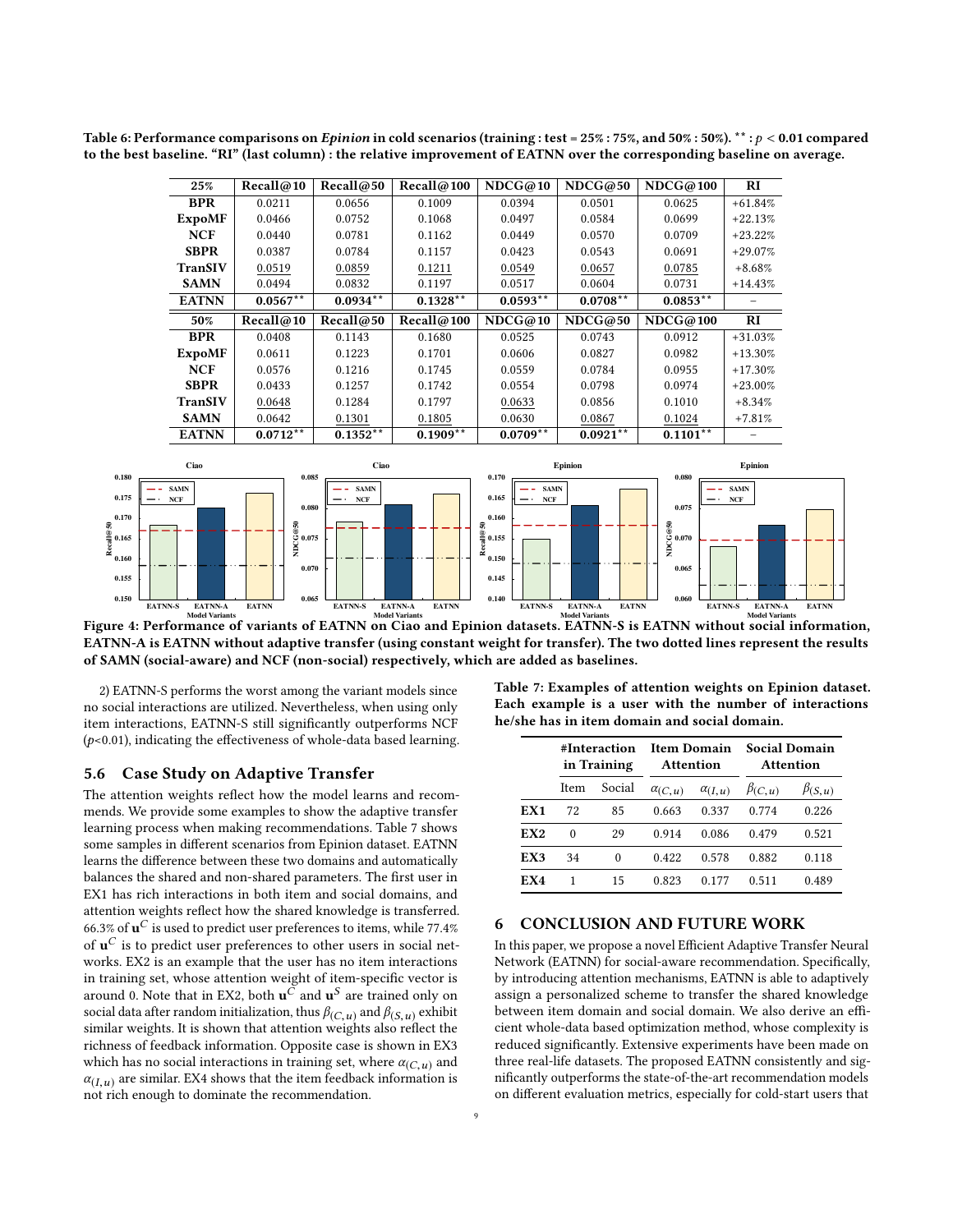**Table 6: Performance comparisons on *Epinion* in cold scenarios (training : test = 25% : 75%, and 50% : 50%). ** : $p < 0.01$ compared to the best baseline. "RI" (last column) : the relative improvement of EATNN over the corresponding baseline on average.**

| 25% | Recall@10 | Recall@50 | Recall@100 | NDCG@10 | NDCG@50 | NDCG@100 | RI |
|---|---|---|---|---|---|---|---|
| **BPR** | 0.0211 | 0.0656 | 0.1009 | 0.0394 | 0.0501 | 0.0625 | +61.84% |
| **ExpoMF** | 0.0466 | 0.0752 | 0.1068 | 0.0497 | 0.0584 | 0.0699 | +22.13% |
| **NCF** | 0.0440 | 0.0781 | 0.1162 | 0.0449 | 0.0570 | 0.0709 | +23.22% |
| **SBPR** | 0.0387 | 0.0784 | 0.1157 | 0.0423 | 0.0543 | 0.0691 | +29.07% |
| **TranSIV** | 0.0519 | 0.0859 | 0.1211 | 0.0549 | 0.0657 | 0.0785 | +8.68% |
| **SAMN** | 0.0494 | 0.0832 | 0.1197 | 0.0517 | 0.0604 | 0.0731 | +14.43% |
| **EATNN** | **0.0567**** | **0.0934**** | **0.1328**** | **0.0593**** | **0.0708**** | **0.0853**** | – |
| **50%** | **Recall@10** | **Recall@50** | **Recall@100** | **NDCG@10** | **NDCG@50** | **NDCG@100** | **RI** |
| **BPR** | 0.0408 | 0.1143 | 0.1680 | 0.0525 | 0.0743 | 0.0912 | +31.03% |
| **ExpoMF** | 0.0611 | 0.1223 | 0.1701 | 0.0606 | 0.0827 | 0.0982 | +13.30% |
| **NCF** | 0.0576 | 0.1216 | 0.1745 | 0.0559 | 0.0784 | 0.0955 | +17.30% |
| **SBPR** | 0.0433 | 0.1257 | 0.1742 | 0.0554 | 0.0798 | 0.0974 | +23.00% |
| **TranSIV** | 0.0648 | 0.1284 | 0.1797 | 0.0633 | 0.0856 | 0.1010 | +8.34% |
| **SAMN** | 0.0642 | 0.1301 | 0.1805 | 0.0630 | 0.0867 | 0.1024 | +7.81% |
| **EATNN** | **0.0712**** | **0.1352**** | **0.1909**** | **0.0709**** | **0.0921**** | **0.1101**** | – |

**Figure 4: Performance of variants of EATNN on Ciao and Epinion datasets. EATNN-S is EATNN without social information, EATNN-A is EATNN without adaptive transfer (using constant weight for transfer). The two dotted lines represent the results of SAMN (social-aware) and NCF (non-social) respectively, which are added as baselines.**

2) EATNN-S performs the worst among the variant models since no social interactions are utilized. Nevertheless, when using only item interactions, EATNN-S still significantly outperforms NCF ($p$<0.01), indicating the effectiveness of whole-data based learning.

## 5.6 Case Study on Adaptive Transfer

The attention weights reflect how the model learns and recommends. We provide some examples to show the adaptive transfer learning process when making recommendations. Table 7 shows some samples in different scenarios from Epinion dataset. EATNN learns the difference between these two domains and automatically balances the shared and non-shared parameters. The first user in EX1 has rich interactions in both item and social domains, and attention weights reflect how the shared knowledge is transferred. 66.3% of $\mathbf{u}^C$ is used to predict user preferences to items, while 77.4% of $\mathbf{u}^C$ is to predict user preferences to other users in social networks. EX2 is an example that the user has no item interactions in training set, whose attention weight of item-specific vector is around 0. Note that in EX2, both $\mathbf{u}^C$ and $\mathbf{u}^S$ are trained only on social data after random initialization, thus $\beta_{(C,u)}$ and $\beta_{(S,u)}$ exhibit similar weights. It is shown that attention weights also reflect the richness of feedback information. Opposite case is shown in EX3 which has no social interactions in training set, where $\alpha_{(C,u)}$ and $\alpha_{(I,u)}$ are similar. EX4 shows that the item feedback information is not rich enough to dominate the recommendation.

**Table 7: Examples of attention weights on Epinion dataset. Each example is a user with the number of interactions he/she has in item domain and social domain.**

| | #Interaction in Training | | Item Domain Attention | | Social Domain Attention | |
|---|---|---|---|---|---|---|
| | Item | Social | $\alpha_{(C,u)}$ | $\alpha_{(I,u)}$ | $\beta_{(C,u)}$ | $\beta_{(S,u)}$ |
| **EX1** | 72 | 85 | 0.663 | 0.337 | 0.774 | 0.226 |
| **EX2** | 0 | 29 | 0.914 | 0.086 | 0.479 | 0.521 |
| **EX3** | 34 | 0 | 0.422 | 0.578 | 0.882 | 0.118 |
| **EX4** | 1 | 15 | 0.823 | 0.177 | 0.511 | 0.489 |

## 6 CONCLUSION AND FUTURE WORK

In this paper, we propose a novel Efficient Adaptive Transfer Neural Network (EATNN) for social-aware recommendation. Specifically, by introducing attention mechanisms, EATNN is able to adaptively assign a personalized scheme to transfer the shared knowledge between item domain and social domain. We also derive an efficient whole-data based optimization method, whose complexity is reduced significantly. Extensive experiments have been made on three real-life datasets. The proposed EATNN consistently and significantly outperforms the state-of-the-art recommendation models on different evaluation metrics, especially for cold-start users that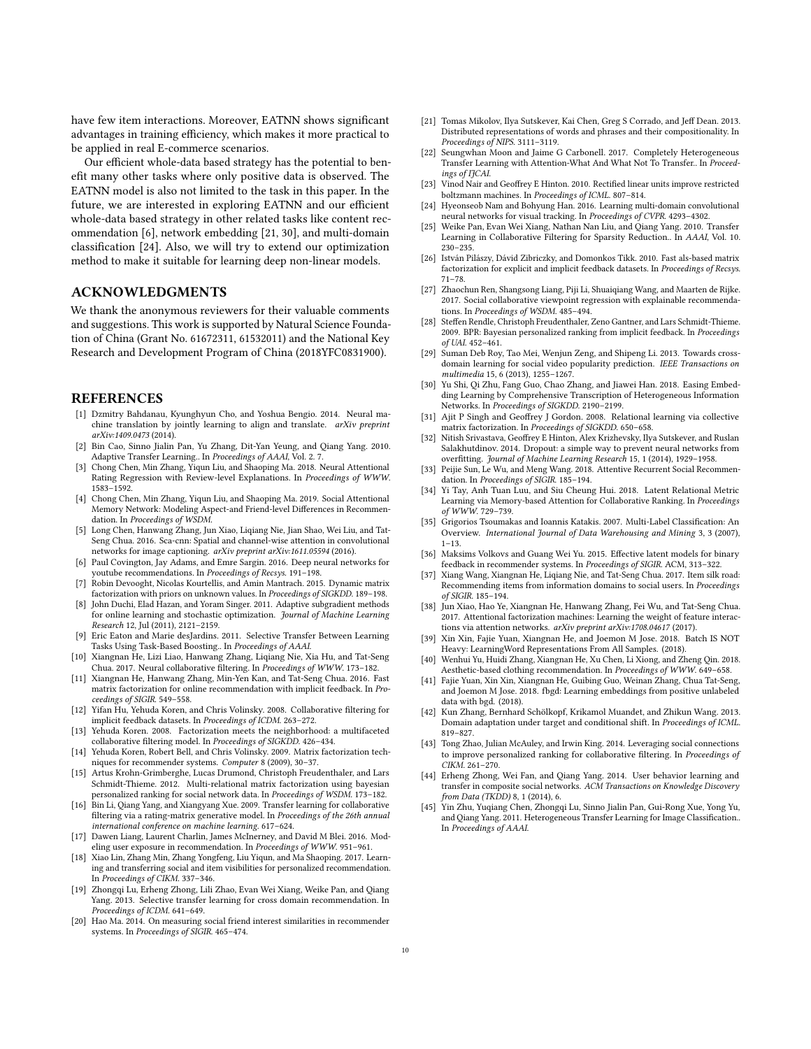have few item interactions. Moreover, EATNN shows significant advantages in training efficiency, which makes it more practical to be applied in real E-commerce scenarios.

Our efficient whole-data based strategy has the potential to benefit many other tasks where only positive data is observed. The EATNN model is also not limited to the task in this paper. In the future, we are interested in exploring EATNN and our efficient whole-data based strategy in other related tasks like content recommendation [6], network embedding [21, 30], and multi-domain classification [24]. Also, we will try to extend our optimization method to make it suitable for learning deep non-linear models.

## ACKNOWLEDGMENTS

We thank the anonymous reviewers for their valuable comments and suggestions. This work is supported by Natural Science Foundation of China (Grant No. 61672311, 61532011) and the National Key Research and Development Program of China (2018YFC0831900).

## REFERENCES

- [1] Dzmitry Bahdanau, Kyunghyun Cho, and Yoshua Bengio. 2014. Neural machine translation by jointly learning to align and translate. *arXiv preprint arXiv:1409.0473* (2014).
- [2] Bin Cao, Sinno Jialin Pan, Yu Zhang, Dit-Yan Yeung, and Qiang Yang. 2010. Adaptive Transfer Learning.. In *Proceedings of AAAI*, Vol. 2. 7.
- [3] Chong Chen, Min Zhang, Yiqun Liu, and Shaoping Ma. 2018. Neural Attentional Rating Regression with Review-level Explanations. In *Proceedings of WWW*. 1583–1592.
- [4] Chong Chen, Min Zhang, Yiqun Liu, and Shaoping Ma. 2019. Social Attentional Memory Network: Modeling Aspect-and Friend-level Differences in Recommendation. In *Proceedings of WSDM*.
- [5] Long Chen, Hanwang Zhang, Jun Xiao, Liqiang Nie, Jian Shao, Wei Liu, and Tat-Seng Chua. 2016. Sca-cnn: Spatial and channel-wise attention in convolutional networks for image captioning. *arXiv preprint arXiv:1611.05594* (2016).
- [6] Paul Covington, Jay Adams, and Emre Sargin. 2016. Deep neural networks for youtube recommendations. In *Proceedings of Recsys*. 191–198.
- [7] Robin Devooght, Nicolas Kourtellis, and Amin Mantrach. 2015. Dynamic matrix factorization with priors on unknown values. In *Proceedings of SIGKDD*. 189–198.
- [8] John Duchi, Elad Hazan, and Yoram Singer. 2011. Adaptive subgradient methods for online learning and stochastic optimization. *Journal of Machine Learning Research* 12, Jul (2011), 2121–2159.
- [9] Eric Eaton and Marie desJardins. 2011. Selective Transfer Between Learning Tasks Using Task-Based Boosting.. In *Proceedings of AAAI*.
- [10] Xiangnan He, Lizi Liao, Hanwang Zhang, Liqiang Nie, Xia Hu, and Tat-Seng Chua. 2017. Neural collaborative filtering. In *Proceedings of WWW*. 173–182.
- [11] Xiangnan He, Hanwang Zhang, Min-Yen Kan, and Tat-Seng Chua. 2016. Fast matrix factorization for online recommendation with implicit feedback. In *Proceedings of SIGIR*. 549–558.
- [12] Yifan Hu, Yehuda Koren, and Chris Volinsky. 2008. Collaborative filtering for implicit feedback datasets. In *Proceedings of ICDM*. 263–272.
- [13] Yehuda Koren. 2008. Factorization meets the neighborhood: a multifaceted collaborative filtering model. In *Proceedings of SIGKDD*. 426–434.
- [14] Yehuda Koren, Robert Bell, and Chris Volinsky. 2009. Matrix factorization techniques for recommender systems. *Computer* 8 (2009), 30–37.
- [15] Artus Krohn-Grimberghe, Lucas Drumond, Christoph Freudenthaler, and Lars Schmidt-Thieme. 2012. Multi-relational matrix factorization using bayesian personalized ranking for social network data. In *Proceedings of WSDM*. 173–182.
- [16] Bin Li, Qiang Yang, and Xiangyang Xue. 2009. Transfer learning for collaborative filtering via a rating-matrix generative model. In *Proceedings of the 26th annual international conference on machine learning*. 617–624.
- [17] Dawen Liang, Laurent Charlin, James McInerney, and David M Blei. 2016. Modeling user exposure in recommendation. In *Proceedings of WWW*. 951–961.
- [18] Xiao Lin, Zhang Min, Zhang Yongfeng, Liu Yiqun, and Ma Shaoping. 2017. Learning and transferring social and item visibilities for personalized recommendation. In *Proceedings of CIKM*. 337–346.
- [19] Zhongqi Lu, Erheng Zhong, Lili Zhao, Evan Wei Xiang, Weike Pan, and Qiang Yang. 2013. Selective transfer learning for cross domain recommendation. In *Proceedings of ICDM*. 641–649.
- [20] Hao Ma. 2014. On measuring social friend interest similarities in recommender systems. In *Proceedings of SIGIR*. 465–474.
- [21] Tomas Mikolov, Ilya Sutskever, Kai Chen, Greg S Corrado, and Jeff Dean. 2013. Distributed representations of words and phrases and their compositionality. In *Proceedings of NIPS*. 3111–3119.
- [22] Seungwhan Moon and Jaime G Carbonell. 2017. Completely Heterogeneous Transfer Learning with Attention-What And What Not To Transfer.. In *Proceedings of IJCAI*.
- [23] Vinod Nair and Geoffrey E Hinton. 2010. Rectified linear units improve restricted boltzmann machines. In *Proceedings of ICML*. 807–814.
- [24] Hyeonseob Nam and Bohyung Han. 2016. Learning multi-domain convolutional neural networks for visual tracking. In *Proceedings of CVPR*. 4293–4302.
- [25] Weike Pan, Evan Wei Xiang, Nathan Nan Liu, and Qiang Yang. 2010. Transfer Learning in Collaborative Filtering for Sparsity Reduction.. In *AAAI*, Vol. 10. 230–235.
- [26] István Pilászy, Dávid Zibriczky, and Domonkos Tikk. 2010. Fast als-based matrix factorization for explicit and implicit feedback datasets. In *Proceedings of Recsys*. 71–78.
- [27] Zhaochun Ren, Shangsong Liang, Piji Li, Shuaiqiang Wang, and Maarten de Rijke. 2017. Social collaborative viewpoint regression with explainable recommendations. In *Proceedings of WSDM*. 485–494.
- [28] Steffen Rendle, Christoph Freudenthaler, Zeno Gantner, and Lars Schmidt-Thieme. 2009. BPR: Bayesian personalized ranking from implicit feedback. In *Proceedings of UAI*. 452–461.
- [29] Suman Deb Roy, Tao Mei, Wenjun Zeng, and Shipeng Li. 2013. Towards cross-domain learning for social video popularity prediction. *IEEE Transactions on multimedia* 15, 6 (2013), 1255–1267.
- [30] Yu Shi, Qi Zhu, Fang Guo, Chao Zhang, and Jiawei Han. 2018. Easing Embedding Learning by Comprehensive Transcription of Heterogeneous Information Networks. In *Proceedings of SIGKDD*. 2190–2199.
- [31] Ajit P Singh and Geoffrey J Gordon. 2008. Relational learning via collective matrix factorization. In *Proceedings of SIGKDD*. 650–658.
- [32] Nitish Srivastava, Geoffrey E Hinton, Alex Krizhevsky, Ilya Sutskever, and Ruslan Salakhutdinov. 2014. Dropout: a simple way to prevent neural networks from overfitting. *Journal of Machine Learning Research* 15, 1 (2014), 1929–1958.
- [33] Peijie Sun, Le Wu, and Meng Wang. 2018. Attentive Recurrent Social Recommendation. In *Proceedings of SIGIR*. 185–194.
- [34] Yi Tay, Anh Tuan Luu, and Siu Cheung Hui. 2018. Latent Relational Metric Learning via Memory-based Attention for Collaborative Ranking. In *Proceedings of WWW*. 729–739.
- [35] Grigorios Tsoumakas and Ioannis Katakis. 2007. Multi-Label Classification: An Overview. *International Journal of Data Warehousing and Mining* 3, 3 (2007), 1–13.
- [36] Maksims Volkovs and Guang Wei Yu. 2015. Effective latent models for binary feedback in recommender systems. In *Proceedings of SIGIR*. ACM, 313–322.
- [37] Xiang Wang, Xiangnan He, Liqiang Nie, and Tat-Seng Chua. 2017. Item silk road: Recommending items from information domains to social users. In *Proceedings of SIGIR*. 185–194.
- [38] Jun Xiao, Hao Ye, Xiangnan He, Hanwang Zhang, Fei Wu, and Tat-Seng Chua. 2017. Attentional factorization machines: Learning the weight of feature interactions via attention networks. *arXiv preprint arXiv:1708.04617* (2017).
- [39] Xin Xin, Fajie Yuan, Xiangnan He, and Joemon M Jose. 2018. Batch IS NOT Heavy: LearningWord Representations From All Samples. (2018).
- [40] Wenhui Yu, Huidi Zhang, Xiangnan He, Xu Chen, Li Xiong, and Zheng Qin. 2018. Aesthetic-based clothing recommendation. In *Proceedings of WWW*. 649–658.
- [41] Fajie Yuan, Xin Xin, Xiangnan He, Guibing Guo, Weinan Zhang, Chua Tat-Seng, and Joemon M Jose. 2018. fbgd: Learning embeddings from positive unlabeled data with bgd. (2018).
- [42] Kun Zhang, Bernhard Schölkopf, Krikamol Muandet, and Zhikun Wang. 2013. Domain adaptation under target and conditional shift. In *Proceedings of ICML*. 819–827.
- [43] Tong Zhao, Julian McAuley, and Irwin King. 2014. Leveraging social connections to improve personalized ranking for collaborative filtering. In *Proceedings of CIKM*. 261–270.
- [44] Erheng Zhong, Wei Fan, and Qiang Yang. 2014. User behavior learning and transfer in composite social networks. *ACM Transactions on Knowledge Discovery from Data (TKDD)* 8, 1 (2014), 6.
- [45] Yin Zhu, Yuqiang Chen, Zhongqi Lu, Sinno Jialin Pan, Gui-Rong Xue, Yong Yu, and Qiang Yang. 2011. Heterogeneous Transfer Learning for Image Classification.. In *Proceedings of AAAI*.